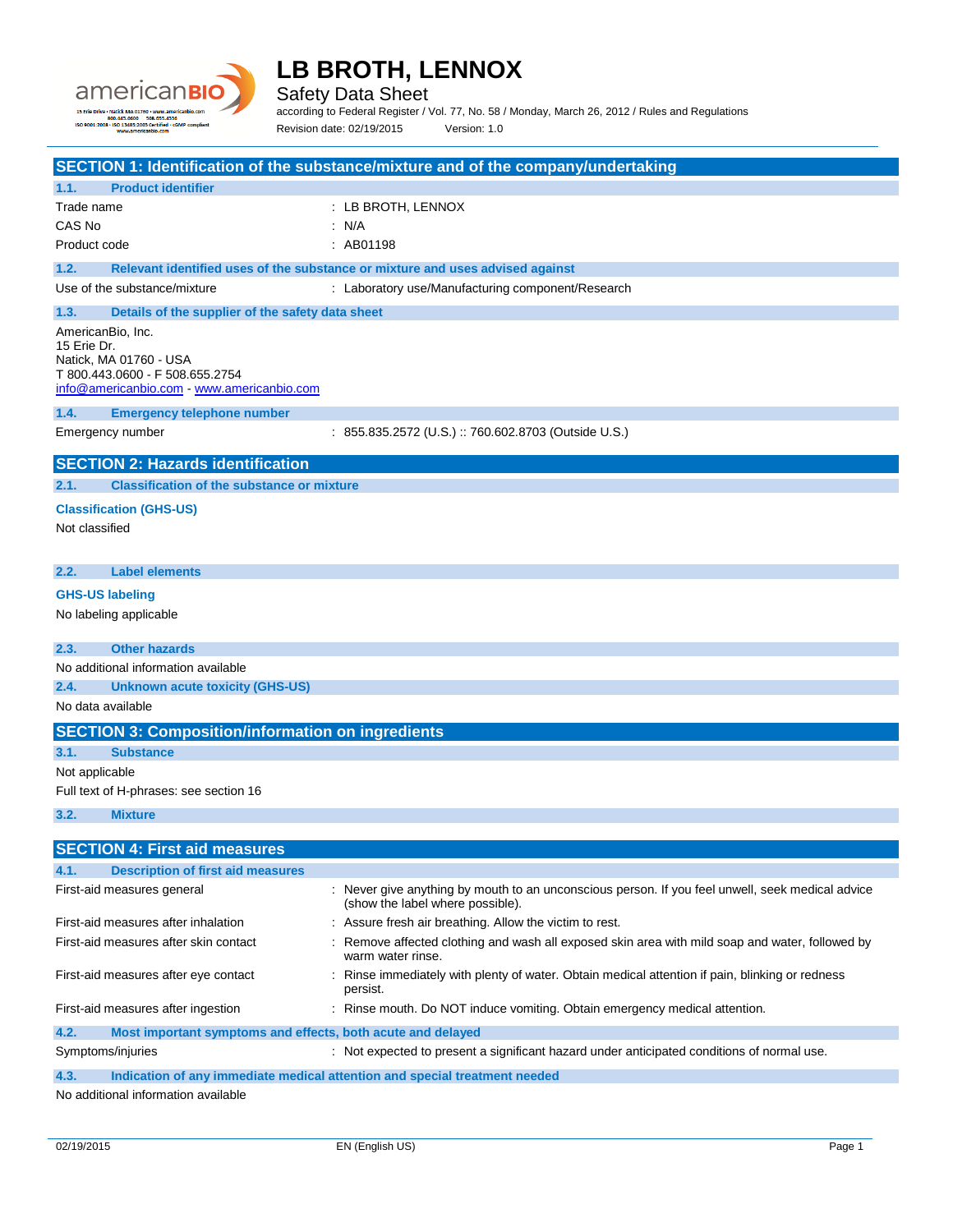# LB BROTH, LENNOX

Safety Data Sheet

according to Federal Register / Vol. 77, No. 58 / Monday, March 26, 2012 / Rules and Regulations

Revision date: 02/19/2015 Version: 1.0

## SECTION 1: Identification of the substance/mixture and of the company/undertaking

### 1.1. Product identifier

| | |
|---|---|
| Trade name | : LB BROTH, LENNOX |
| CAS No | : N/A |
| Product code | : AB01198 |

### 1.2. Relevant identified uses of the substance or mixture and uses advised against

| | |
|---|---|
| Use of the substance/mixture | : Laboratory use/Manufacturing component/Research |

### 1.3. Details of the supplier of the safety data sheet

AmericanBio, Inc.
15 Erie Dr.
Natick, MA 01760 - USA
T 800.443.0600 - F 508.655.2754
info@americanbio.com - www.americanbio.com

### 1.4. Emergency telephone number

| | |
|---|---|
| Emergency number | : 855.835.2572 (U.S.) :: 760.602.8703 (Outside U.S.) |

## SECTION 2: Hazards identification

### 2.1. Classification of the substance or mixture

**Classification (GHS-US)**

Not classified

### 2.2. Label elements

**GHS-US labeling**

No labeling applicable

### 2.3. Other hazards

No additional information available

### 2.4. Unknown acute toxicity (GHS-US)

No data available

## SECTION 3: Composition/information on ingredients

### 3.1. Substance

Not applicable

Full text of H-phrases: see section 16

### 3.2. Mixture

## SECTION 4: First aid measures

### 4.1. Description of first aid measures

| | |
|---|---|
| First-aid measures general | : Never give anything by mouth to an unconscious person. If you feel unwell, seek medical advice (show the label where possible). |
| First-aid measures after inhalation | : Assure fresh air breathing. Allow the victim to rest. |
| First-aid measures after skin contact | : Remove affected clothing and wash all exposed skin area with mild soap and water, followed by warm water rinse. |
| First-aid measures after eye contact | : Rinse immediately with plenty of water. Obtain medical attention if pain, blinking or redness persist. |
| First-aid measures after ingestion | : Rinse mouth. Do NOT induce vomiting. Obtain emergency medical attention. |

### 4.2. Most important symptoms and effects, both acute and delayed

| | |
|---|---|
| Symptoms/injuries | : Not expected to present a significant hazard under anticipated conditions of normal use. |

### 4.3. Indication of any immediate medical attention and special treatment needed

No additional information available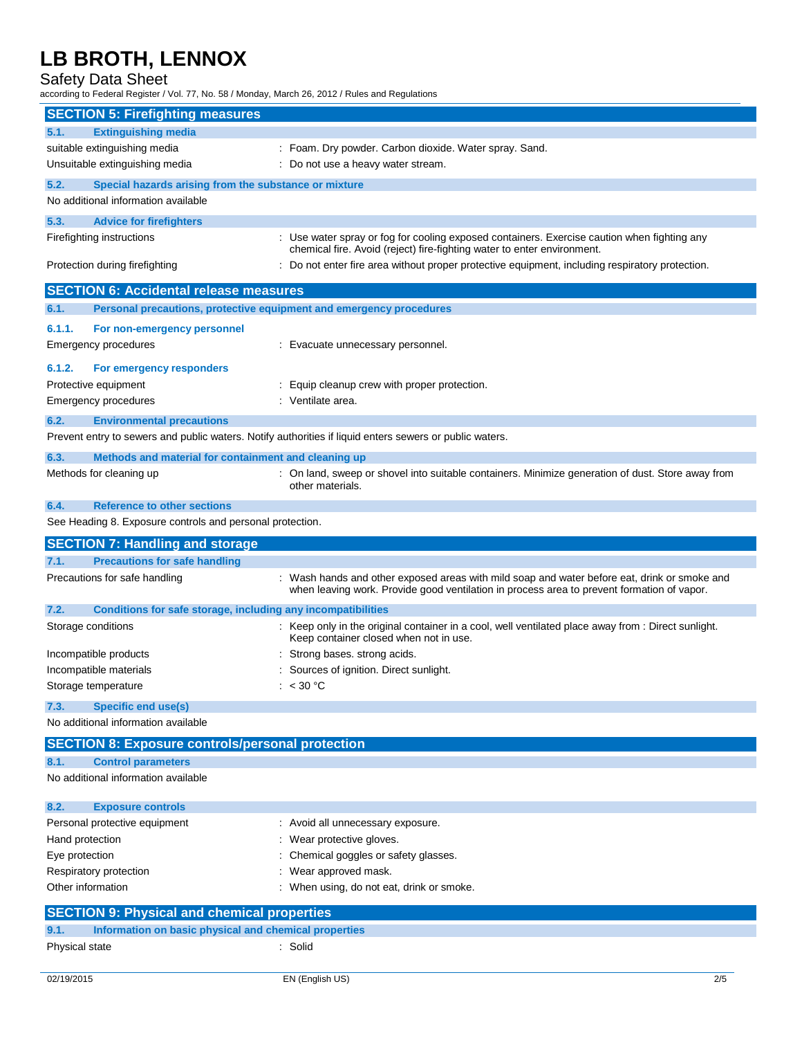## SECTION 5: Firefighting measures

### 5.1. Extinguishing media

| | |
|---|---|
| suitable extinguishing media | : Foam. Dry powder. Carbon dioxide. Water spray. Sand. |
| Unsuitable extinguishing media | : Do not use a heavy water stream. |

### 5.2. Special hazards arising from the substance or mixture

No additional information available

### 5.3. Advice for firefighters

| | |
|---|---|
| Firefighting instructions | : Use water spray or fog for cooling exposed containers. Exercise caution when fighting any chemical fire. Avoid (reject) fire-fighting water to enter environment. |
| Protection during firefighting | : Do not enter fire area without proper protective equipment, including respiratory protection. |

## SECTION 6: Accidental release measures

### 6.1. Personal precautions, protective equipment and emergency procedures

#### 6.1.1. For non-emergency personnel

| | |
|---|---|
| Emergency procedures | : Evacuate unnecessary personnel. |

#### 6.1.2. For emergency responders

| | |
|---|---|
| Protective equipment | : Equip cleanup crew with proper protection. |
| Emergency procedures | : Ventilate area. |

### 6.2. Environmental precautions

Prevent entry to sewers and public waters. Notify authorities if liquid enters sewers or public waters.

### 6.3. Methods and material for containment and cleaning up

| | |
|---|---|
| Methods for cleaning up | : On land, sweep or shovel into suitable containers. Minimize generation of dust. Store away from other materials. |

### 6.4. Reference to other sections

See Heading 8. Exposure controls and personal protection.

## SECTION 7: Handling and storage

### 7.1. Precautions for safe handling

| | |
|---|---|
| Precautions for safe handling | : Wash hands and other exposed areas with mild soap and water before eat, drink or smoke and when leaving work. Provide good ventilation in process area to prevent formation of vapor. |

### 7.2. Conditions for safe storage, including any incompatibilities

| | |
|---|---|
| Storage conditions | : Keep only in the original container in a cool, well ventilated place away from : Direct sunlight. Keep container closed when not in use. |
| Incompatible products | : Strong bases. strong acids. |
| Incompatible materials | : Sources of ignition. Direct sunlight. |
| Storage temperature | : < 30 °C |

### 7.3. Specific end use(s)

No additional information available

## SECTION 8: Exposure controls/personal protection

### 8.1. Control parameters

No additional information available

### 8.2. Exposure controls

| | |
|---|---|
| Personal protective equipment | : Avoid all unnecessary exposure. |
| Hand protection | : Wear protective gloves. |
| Eye protection | : Chemical goggles or safety glasses. |
| Respiratory protection | : Wear approved mask. |
| Other information | : When using, do not eat, drink or smoke. |

## SECTION 9: Physical and chemical properties

### 9.1. Information on basic physical and chemical properties

| | |
|---|---|
| Physical state | : Solid |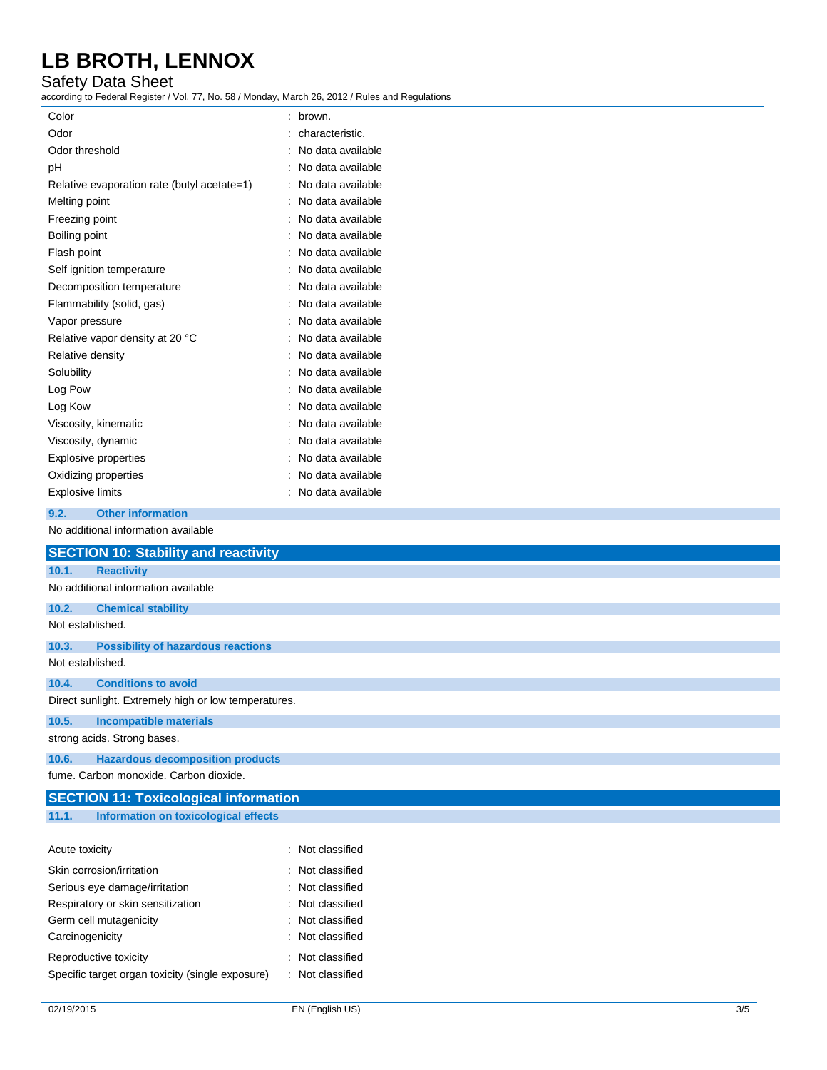| | |
|---|---|
| Color | : brown. |
| Odor | : characteristic. |
| Odor threshold | : No data available |
| pH | : No data available |
| Relative evaporation rate (butyl acetate=1) | : No data available |
| Melting point | : No data available |
| Freezing point | : No data available |
| Boiling point | : No data available |
| Flash point | : No data available |
| Self ignition temperature | : No data available |
| Decomposition temperature | : No data available |
| Flammability (solid, gas) | : No data available |
| Vapor pressure | : No data available |
| Relative vapor density at 20 °C | : No data available |
| Relative density | : No data available |
| Solubility | : No data available |
| Log Pow | : No data available |
| Log Kow | : No data available |
| Viscosity, kinematic | : No data available |
| Viscosity, dynamic | : No data available |
| Explosive properties | : No data available |
| Oxidizing properties | : No data available |
| Explosive limits | : No data available |

### 9.2. Other information

No additional information available

## SECTION 10: Stability and reactivity

### 10.1. Reactivity

No additional information available

### 10.2. Chemical stability

Not established.

### 10.3. Possibility of hazardous reactions

Not established.

### 10.4. Conditions to avoid

Direct sunlight. Extremely high or low temperatures.

### 10.5. Incompatible materials

strong acids. Strong bases.

### 10.6. Hazardous decomposition products

fume. Carbon monoxide. Carbon dioxide.

## SECTION 11: Toxicological information

### 11.1. Information on toxicological effects

| | |
|---|---|
| Acute toxicity | : Not classified |
| Skin corrosion/irritation | : Not classified |
| Serious eye damage/irritation | : Not classified |
| Respiratory or skin sensitization | : Not classified |
| Germ cell mutagenicity | : Not classified |
| Carcinogenicity | : Not classified |
| Reproductive toxicity | : Not classified |
| Specific target organ toxicity (single exposure) | : Not classified |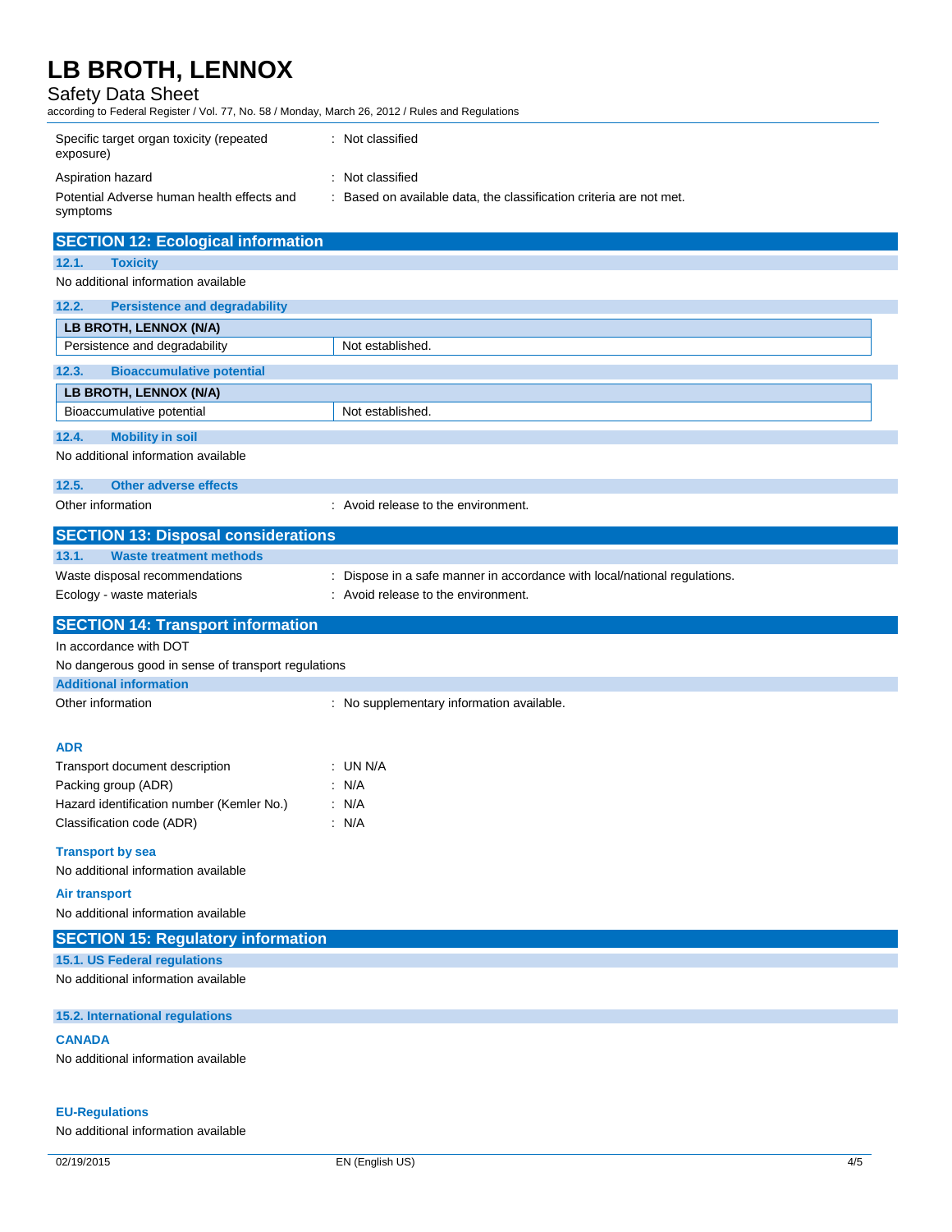Specific target organ toxicity (repeated exposure) : Not classified

Aspiration hazard : Not classified

Potential Adverse human health effects and symptoms : Based on available data, the classification criteria are not met.

## SECTION 12: Ecological information

### 12.1. Toxicity

No additional information available

### 12.2. Persistence and degradability

| LB BROTH, LENNOX (N/A) | |
|---|---|
| Persistence and degradability | Not established. |

### 12.3. Bioaccumulative potential

| LB BROTH, LENNOX (N/A) | |
|---|---|
| Bioaccumulative potential | Not established. |

### 12.4. Mobility in soil

No additional information available

### 12.5. Other adverse effects

Other information : Avoid release to the environment.

## SECTION 13: Disposal considerations

### 13.1. Waste treatment methods

Waste disposal recommendations : Dispose in a safe manner in accordance with local/national regulations.

Ecology - waste materials : Avoid release to the environment.

## SECTION 14: Transport information

In accordance with DOT

No dangerous good in sense of transport regulations

### Additional information

Other information : No supplementary information available.

### ADR

Transport document description : UN N/A

Packing group (ADR) : N/A

Hazard identification number (Kemler No.) : N/A

Classification code (ADR) : N/A

### Transport by sea

No additional information available

### Air transport

No additional information available

## SECTION 15: Regulatory information

### 15.1. US Federal regulations

No additional information available

### 15.2. International regulations

#### CANADA

No additional information available

#### EU-Regulations

No additional information available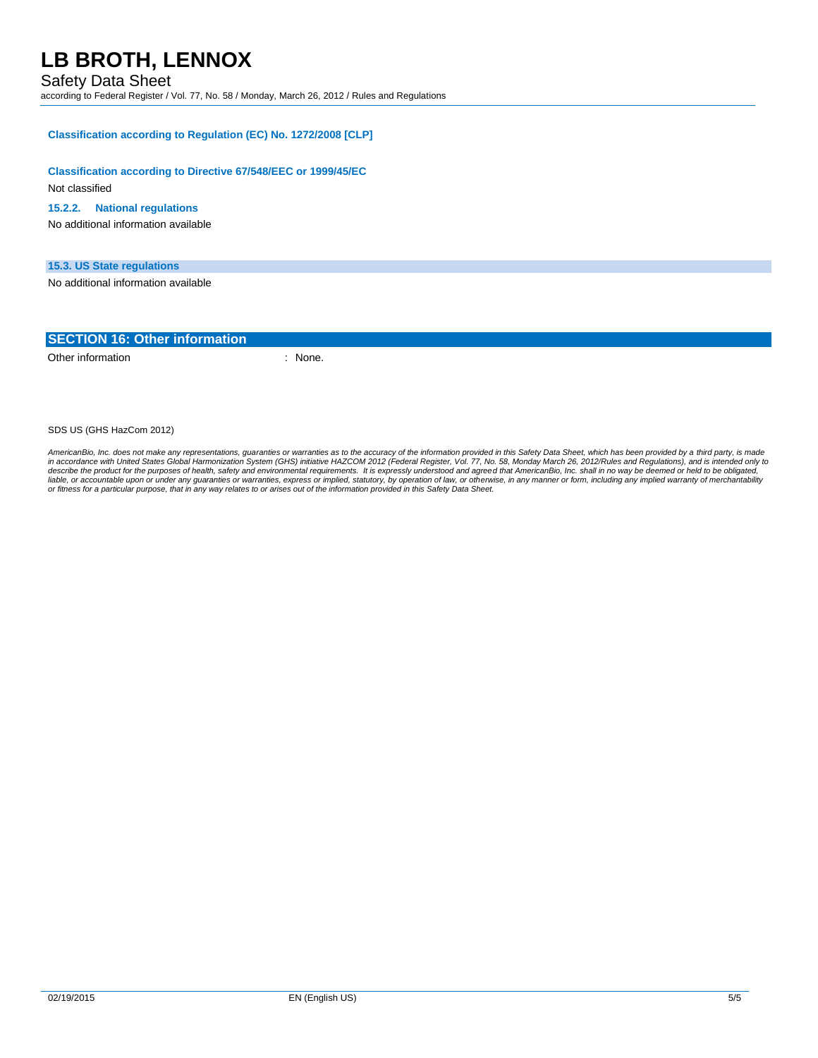**Classification according to Regulation (EC) No. 1272/2008 [CLP]**

**Classification according to Directive 67/548/EEC or 1999/45/EC**

Not classified

### 15.2.2. National regulations

No additional information available

### 15.3. US State regulations

No additional information available

## SECTION 16: Other information

Other information : None.

SDS US (GHS HazCom 2012)

*AmericanBio, Inc. does not make any representations, guaranties or warranties as to the accuracy of the information provided in this Safety Data Sheet, which has been provided by a third party, is made in accordance with United States Global Harmonization System (GHS) initiative HAZCOM 2012 (Federal Register, Vol. 77, No. 58, Monday March 26, 2012/Rules and Regulations), and is intended only to describe the product for the purposes of health, safety and environmental requirements. It is expressly understood and agreed that AmericanBio, Inc. shall in no way be deemed or held to be obligated, liable, or accountable upon or under any guaranties or warranties, express or implied, statutory, by operation of law, or otherwise, in any manner or form, including any implied warranty of merchantability or fitness for a particular purpose, that in any way relates to or arises out of the information provided in this Safety Data Sheet.*